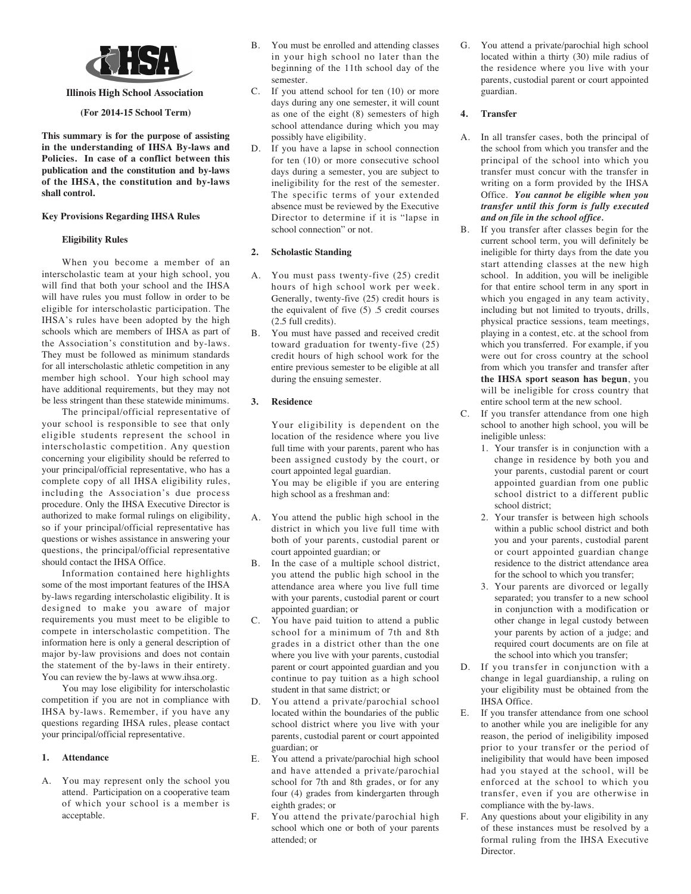**Illinois High School Association**

**(For 2014-15 School Term)**

**This summary is for the purpose of assisting in the understanding of IHSA By-laws and Policies. In case of a conflict between this publication and the constitution and by-laws of the IHSA, the constitution and by-laws shall control.**

**Key Provisions Regarding IHSA Rules**

**Eligibility Rules**

When you become a member of an interscholastic team at your high school, you will find that both your school and the IHSA will have rules you must follow in order to be eligible for interscholastic participation. The IHSA's rules have been adopted by the high schools which are members of IHSA as part of the Association's constitution and by-laws. They must be followed as minimum standards for all interscholastic athletic competition in any member high school. Your high school may have additional requirements, but they may not be less stringent than these statewide minimums.

The principal/official representative of your school is responsible to see that only eligible students represent the school in interscholastic competition. Any question concerning your eligibility should be referred to your principal/official representative, who has a complete copy of all IHSA eligibility rules, including the Association's due process procedure. Only the IHSA Executive Director is authorized to make formal rulings on eligibility, so if your principal/official representative has questions or wishes assistance in answering your questions, the principal/official representative should contact the IHSA Office.

Information contained here highlights some of the most important features of the IHSA by-laws regarding interscholastic eligibility. It is designed to make you aware of major requirements you must meet to be eligible to compete in interscholastic competition. The information here is only a general description of major by-law provisions and does not contain the statement of the by-laws in their entirety. You can review the by-laws at www.ihsa.org.

You may lose eligibility for interscholastic competition if you are not in compliance with IHSA by-laws. Remember, if you have any questions regarding IHSA rules, please contact your principal/official representative.

**1. Attendance**

A. You may represent only the school you attend. Participation on a cooperative team of which your school is a member is acceptable.

B. You must be enrolled and attending classes in your high school no later than the beginning of the 11th school day of the semester.

C. If you attend school for ten (10) or more days during any one semester, it will count as one of the eight (8) semesters of high school attendance during which you may possibly have eligibility.

D. If you have a lapse in school connection for ten (10) or more consecutive school days during a semester, you are subject to ineligibility for the rest of the semester. The specific terms of your extended absence must be reviewed by the Executive Director to determine if it is "lapse in school connection" or not.

**2. Scholastic Standing**

A. You must pass twenty-five (25) credit hours of high school work per week. Generally, twenty-five (25) credit hours is the equivalent of five (5) .5 credit courses (2.5 full credits).

B. You must have passed and received credit toward graduation for twenty-five (25) credit hours of high school work for the entire previous semester to be eligible at all during the ensuing semester.

**3. Residence**

Your eligibility is dependent on the location of the residence where you live full time with your parents, parent who has been assigned custody by the court, or court appointed legal guardian.

You may be eligible if you are entering high school as a freshman and:

A. You attend the public high school in the district in which you live full time with both of your parents, custodial parent or court appointed guardian; or

B. In the case of a multiple school district, you attend the public high school in the attendance area where you live full time with your parents, custodial parent or court appointed guardian; or

C. You have paid tuition to attend a public school for a minimum of 7th and 8th grades in a district other than the one where you live with your parents, custodial parent or court appointed guardian and you continue to pay tuition as a high school student in that same district; or

D. You attend a private/parochial school located within the boundaries of the public school district where you live with your parents, custodial parent or court appointed guardian; or

E. You attend a private/parochial high school and have attended a private/parochial school for 7th and 8th grades, or for any four (4) grades from kindergarten through eighth grades; or

F. You attend the private/parochial high school which one or both of your parents attended; or

G. You attend a private/parochial high school located within a thirty (30) mile radius of the residence where you live with your parents, custodial parent or court appointed guardian.

**4. Transfer**

A. In all transfer cases, both the principal of the school from which you transfer and the principal of the school into which you transfer must concur with the transfer in writing on a form provided by the IHSA Office. ***You cannot be eligible when you transfer until this form is fully executed and on file in the school office.***

B. If you transfer after classes begin for the current school term, you will definitely be ineligible for thirty days from the date you start attending classes at the new high school. In addition, you will be ineligible for that entire school term in any sport in which you engaged in any team activity, including but not limited to tryouts, drills, physical practice sessions, team meetings, playing in a contest, etc. at the school from which you transferred. For example, if you were out for cross country at the school from which you transfer and transfer after **the IHSA sport season has begun**, you will be ineligible for cross country that entire school term at the new school.

C. If you transfer attendance from one high school to another high school, you will be ineligible unless:
   1. Your transfer is in conjunction with a change in residence by both you and your parents, custodial parent or court appointed guardian from one public school district to a different public school district;
   2. Your transfer is between high schools within a public school district and both you and your parents, custodial parent or court appointed guardian change residence to the district attendance area for the school to which you transfer;
   3. Your parents are divorced or legally separated; you transfer to a new school in conjunction with a modification or other change in legal custody between your parents by action of a judge; and required court documents are on file at the school into which you transfer;

D. If you transfer in conjunction with a change in legal guardianship, a ruling on your eligibility must be obtained from the IHSA Office.

E. If you transfer attendance from one school to another while you are ineligible for any reason, the period of ineligibility imposed prior to your transfer or the period of ineligibility that would have been imposed had you stayed at the school, will be enforced at the school to which you transfer, even if you are otherwise in compliance with the by-laws.

F. Any questions about your eligibility in any of these instances must be resolved by a formal ruling from the IHSA Executive Director.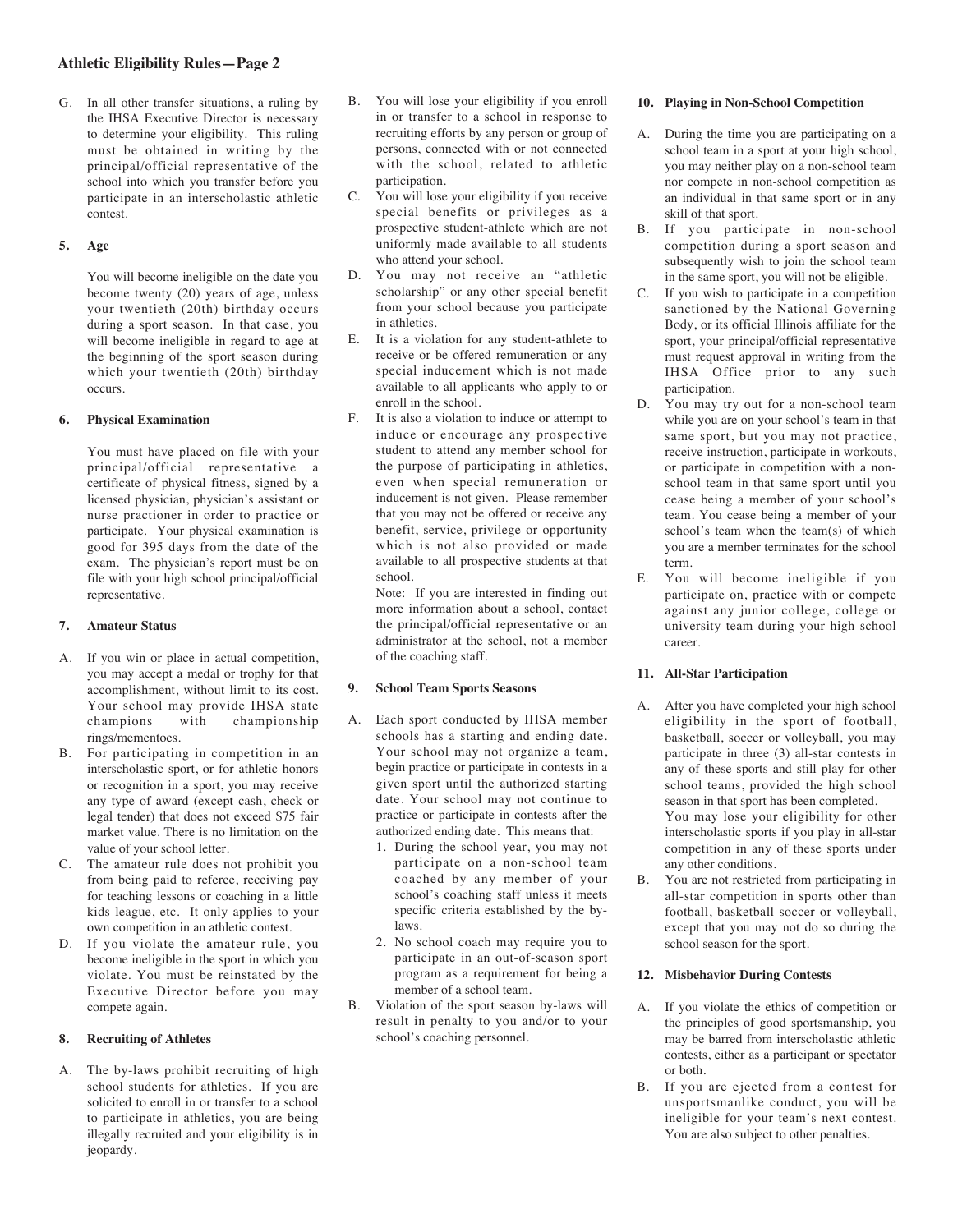G. In all other transfer situations, a ruling by the IHSA Executive Director is necessary to determine your eligibility. This ruling must be obtained in writing by the principal/official representative of the school into which you transfer before you participate in an interscholastic athletic contest.

**5. Age**

You will become ineligible on the date you become twenty (20) years of age, unless your twentieth (20th) birthday occurs during a sport season. In that case, you will become ineligible in regard to age at the beginning of the sport season during which your twentieth (20th) birthday occurs.

**6. Physical Examination**

You must have placed on file with your principal/official representative a certificate of physical fitness, signed by a licensed physician, physician's assistant or nurse practioner in order to practice or participate. Your physical examination is good for 395 days from the date of the exam. The physician's report must be on file with your high school principal/official representative.

**7. Amateur Status**

A. If you win or place in actual competition, you may accept a medal or trophy for that accomplishment, without limit to its cost. Your school may provide IHSA state champions with championship rings/mementoes.

B. For participating in competition in an interscholastic sport, or for athletic honors or recognition in a sport, you may receive any type of award (except cash, check or legal tender) that does not exceed $75 fair market value. There is no limitation on the value of your school letter.

C. The amateur rule does not prohibit you from being paid to referee, receiving pay for teaching lessons or coaching in a little kids league, etc. It only applies to your own competition in an athletic contest.

D. If you violate the amateur rule, you become ineligible in the sport in which you violate. You must be reinstated by the Executive Director before you may compete again.

**8. Recruiting of Athletes**

A. The by-laws prohibit recruiting of high school students for athletics. If you are solicited to enroll in or transfer to a school to participate in athletics, you are being illegally recruited and your eligibility is in jeopardy.

B. You will lose your eligibility if you enroll in or transfer to a school in response to recruiting efforts by any person or group of persons, connected with or not connected with the school, related to athletic participation.

C. You will lose your eligibility if you receive special benefits or privileges as a prospective student-athlete which are not uniformly made available to all students who attend your school.

D. You may not receive an "athletic scholarship" or any other special benefit from your school because you participate in athletics.

E. It is a violation for any student-athlete to receive or be offered remuneration or any special inducement which is not made available to all applicants who apply to or enroll in the school.

F. It is also a violation to induce or attempt to induce or encourage any prospective student to attend any member school for the purpose of participating in athletics, even when special remuneration or inducement is not given. Please remember that you may not be offered or receive any benefit, service, privilege or opportunity which is not also provided or made available to all prospective students at that school.

Note: If you are interested in finding out more information about a school, contact the principal/official representative or an administrator at the school, not a member of the coaching staff.

**9. School Team Sports Seasons**

A. Each sport conducted by IHSA member schools has a starting and ending date. Your school may not organize a team, begin practice or participate in contests in a given sport until the authorized starting date. Your school may not continue to practice or participate in contests after the authorized ending date. This means that:

1. During the school year, you may not participate on a non-school team coached by any member of your school's coaching staff unless it meets specific criteria established by the by-laws.
2. No school coach may require you to participate in an out-of-season sport program as a requirement for being a member of a school team.

B. Violation of the sport season by-laws will result in penalty to you and/or to your school's coaching personnel.

**10. Playing in Non-School Competition**

A. During the time you are participating on a school team in a sport at your high school, you may neither play on a non-school team nor compete in non-school competition as an individual in that same sport or in any skill of that sport.

B. If you participate in non-school competition during a sport season and subsequently wish to join the school team in the same sport, you will not be eligible.

C. If you wish to participate in a competition sanctioned by the National Governing Body, or its official Illinois affiliate for the sport, your principal/official representative must request approval in writing from the IHSA Office prior to any such participation.

D. You may try out for a non-school team while you are on your school's team in that same sport, but you may not practice, receive instruction, participate in workouts, or participate in competition with a non-school team in that same sport until you cease being a member of your school's team. You cease being a member of your school's team when the team(s) of which you are a member terminates for the school term.

E. You will become ineligible if you participate on, practice with or compete against any junior college, college or university team during your high school career.

**11. All-Star Participation**

A. After you have completed your high school eligibility in the sport of football, basketball, soccer or volleyball, you may participate in three (3) all-star contests in any of these sports and still play for other school teams, provided the high school season in that sport has been completed. You may lose your eligibility for other interscholastic sports if you play in all-star competition in any of these sports under any other conditions.

B. You are not restricted from participating in all-star competition in sports other than football, basketball soccer or volleyball, except that you may not do so during the school season for the sport.

**12. Misbehavior During Contests**

A. If you violate the ethics of competition or the principles of good sportsmanship, you may be barred from interscholastic athletic contests, either as a participant or spectator or both.

B. If you are ejected from a contest for unsportsmanlike conduct, you will be ineligible for your team's next contest. You are also subject to other penalties.